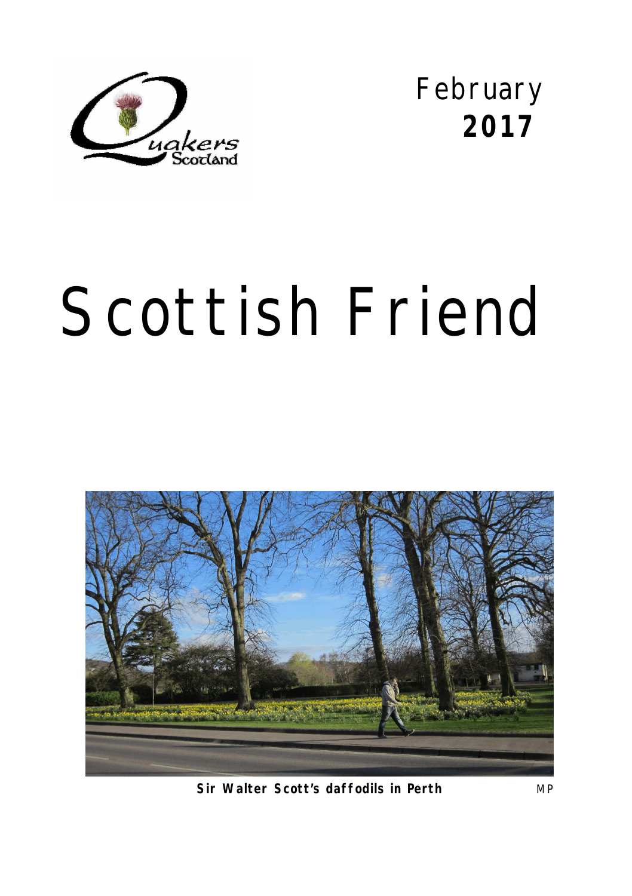Quakers Scotland

February
**2017**

# Scottish Friend

**Sir Walter Scott's daffodils in Perth** MP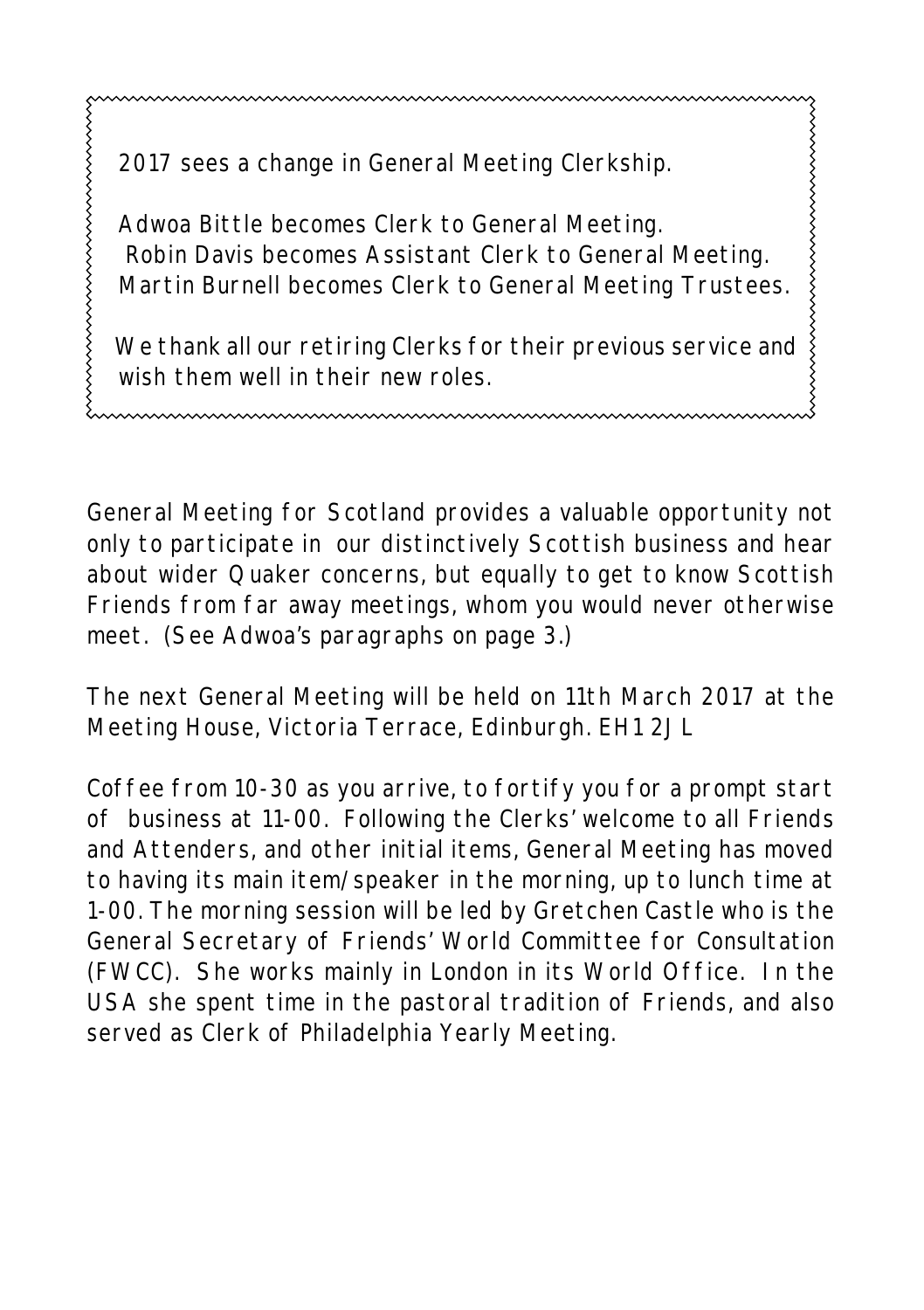2017 sees a change in General Meeting Clerkship.

Adwoa Bittle becomes Clerk to General Meeting.
Robin Davis becomes Assistant Clerk to General Meeting.
Martin Burnell becomes Clerk to General Meeting Trustees.

We thank all our retiring Clerks for their previous service and wish them well in their new roles.

General Meeting for Scotland provides a valuable opportunity not only to participate in our distinctively Scottish business and hear about wider Quaker concerns, but equally to get to know Scottish Friends from far away meetings, whom you would never otherwise meet. (See Adwoa's paragraphs on page 3.)

The next General Meeting will be held on 11th March 2017 at the Meeting House, Victoria Terrace, Edinburgh. EH1 2JL

Coffee from 10-30 as you arrive, to fortify you for a prompt start of business at 11-00. Following the Clerks' welcome to all Friends and Attenders, and other initial items, General Meeting has moved to having its main item/speaker in the morning, up to lunch time at 1-00. The morning session will be led by Gretchen Castle who is the General Secretary of Friends' World Committee for Consultation (FWCC). She works mainly in London in its World Office. In the USA she spent time in the pastoral tradition of Friends, and also served as Clerk of Philadelphia Yearly Meeting.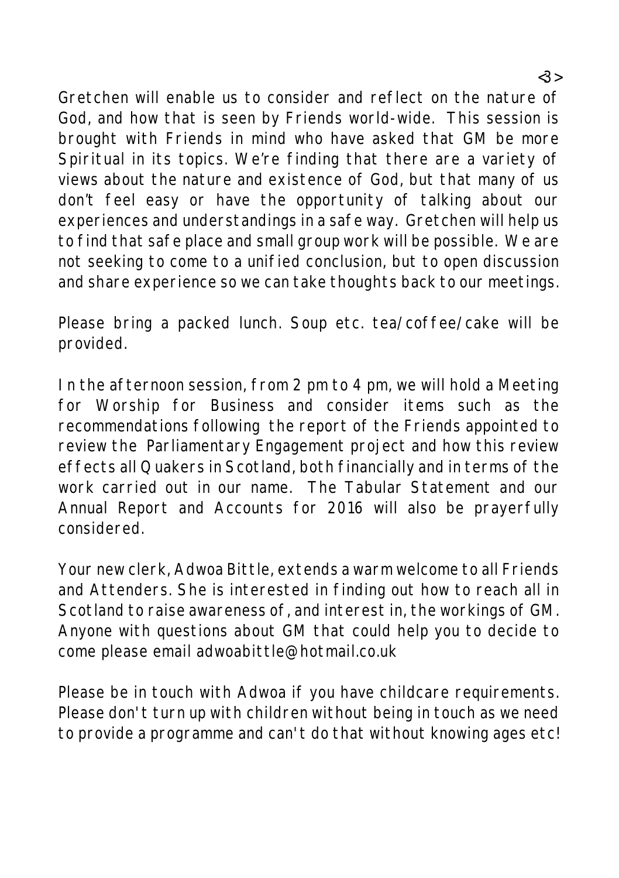Gretchen will enable us to consider and reflect on the nature of God, and how that is seen by Friends world-wide. This session is brought with Friends in mind who have asked that GM be more Spiritual in its topics. We're finding that there are a variety of views about the nature and existence of God, but that many of us don't feel easy or have the opportunity of talking about our experiences and understandings in a safe way. Gretchen will help us to find that safe place and small group work will be possible. We are not seeking to come to a unified conclusion, but to open discussion and share experience so we can take thoughts back to our meetings.

Please bring a packed lunch. Soup etc. tea/coffee/cake will be provided.

In the afternoon session, from 2 pm to 4 pm, we will hold a Meeting for Worship for Business and consider items such as the recommendations following the report of the Friends appointed to review the Parliamentary Engagement project and how this review effects all Quakers in Scotland, both financially and in terms of the work carried out in our name. The Tabular Statement and our Annual Report and Accounts for 2016 will also be prayerfully considered.

Your new clerk, Adwoa Bittle, extends a warm welcome to all Friends and Attenders. She is interested in finding out how to reach all in Scotland to raise awareness of, and interest in, the workings of GM. Anyone with questions about GM that could help you to decide to come please email adwoabittle@hotmail.co.uk

Please be in touch with Adwoa if you have childcare requirements. Please don't turn up with children without being in touch as we need to provide a programme and can't do that without knowing ages etc!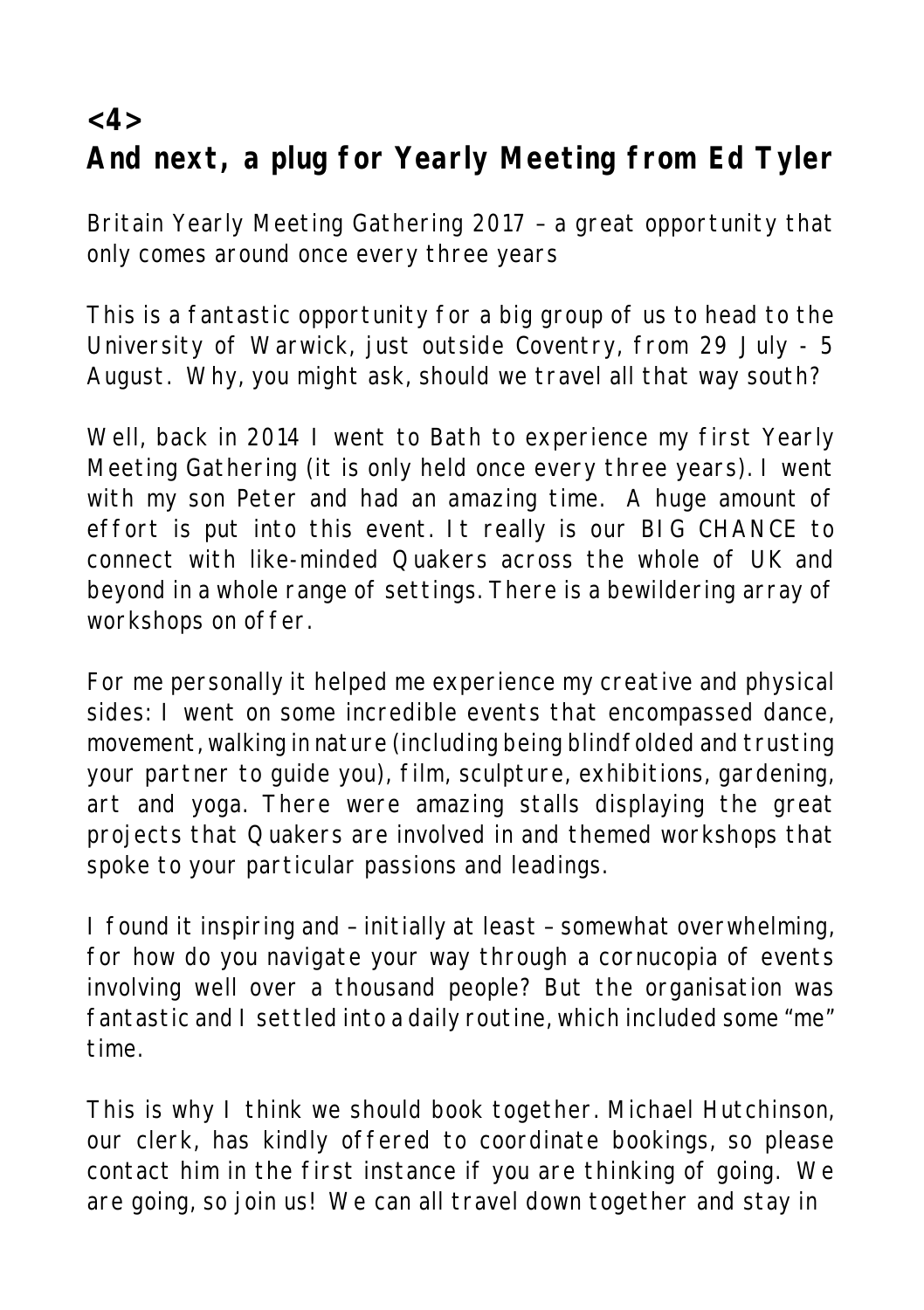## <4>
## And next, a plug for Yearly Meeting from Ed Tyler

Britain Yearly Meeting Gathering 2017 – a great opportunity that only comes around once every three years

This is a fantastic opportunity for a big group of us to head to the University of Warwick, just outside Coventry, from 29 July - 5 August. Why, you might ask, should we travel all that way south?

Well, back in 2014 I went to Bath to experience my first Yearly Meeting Gathering (it is only held once every three years). I went with my son Peter and had an amazing time. A huge amount of effort is put into this event. It really is our BIG CHANCE to connect with like-minded Quakers across the whole of UK and beyond in a whole range of settings. There is a bewildering array of workshops on offer.

For me personally it helped me experience my creative and physical sides: I went on some incredible events that encompassed dance, movement, walking in nature (including being blindfolded and trusting your partner to guide you), film, sculpture, exhibitions, gardening, art and yoga. There were amazing stalls displaying the great projects that Quakers are involved in and themed workshops that spoke to your particular passions and leadings.

I found it inspiring and – initially at least – somewhat overwhelming, for how do you navigate your way through a cornucopia of events involving well over a thousand people? But the organisation was fantastic and I settled into a daily routine, which included some "me" time.

This is why I think we should book together. Michael Hutchinson, our clerk, has kindly offered to coordinate bookings, so please contact him in the first instance if you are thinking of going. We are going, so join us! We can all travel down together and stay in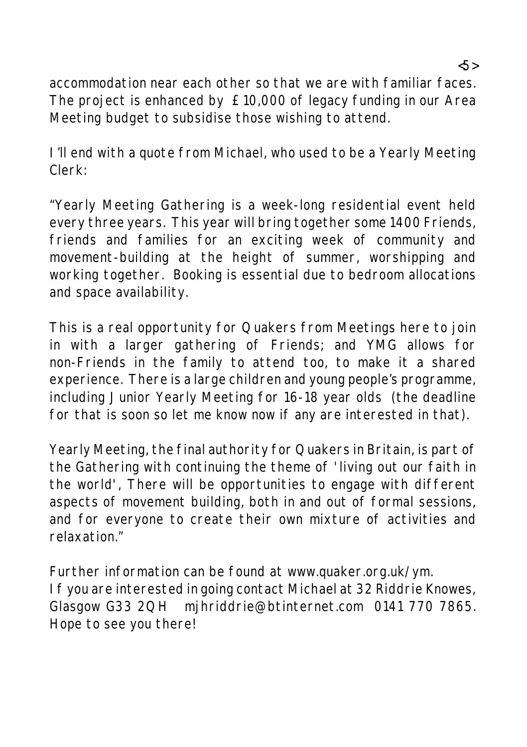accommodation near each other so that we are with familiar faces. The project is enhanced by £10,000 of legacy funding in our Area Meeting budget to subsidise those wishing to attend.

I'll end with a quote from Michael, who used to be a Yearly Meeting Clerk:

"Yearly Meeting Gathering is a week-long residential event held every three years. This year will bring together some 1400 Friends, friends and families for an exciting week of community and movement-building at the height of summer, worshipping and working together. Booking is essential due to bedroom allocations and space availability.

This is a real opportunity for Quakers from Meetings here to join in with a larger gathering of Friends; and YMG allows for non-Friends in the family to attend too, to make it a shared experience. There is a large children and young people's programme, including Junior Yearly Meeting for 16-18 year olds (the deadline for that is soon so let me know now if any are interested in that).

Yearly Meeting, the final authority for Quakers in Britain, is part of the Gathering with continuing the theme of 'living out our faith in the world', There will be opportunities to engage with different aspects of movement building, both in and out of formal sessions, and for everyone to create their own mixture of activities and relaxation."

Further information can be found at www.quaker.org.uk/ym.
If you are interested in going contact Michael at 32 Riddrie Knowes, Glasgow G33 2QH mjhriddrie@btinternet.com 0141 770 7865. Hope to see you there!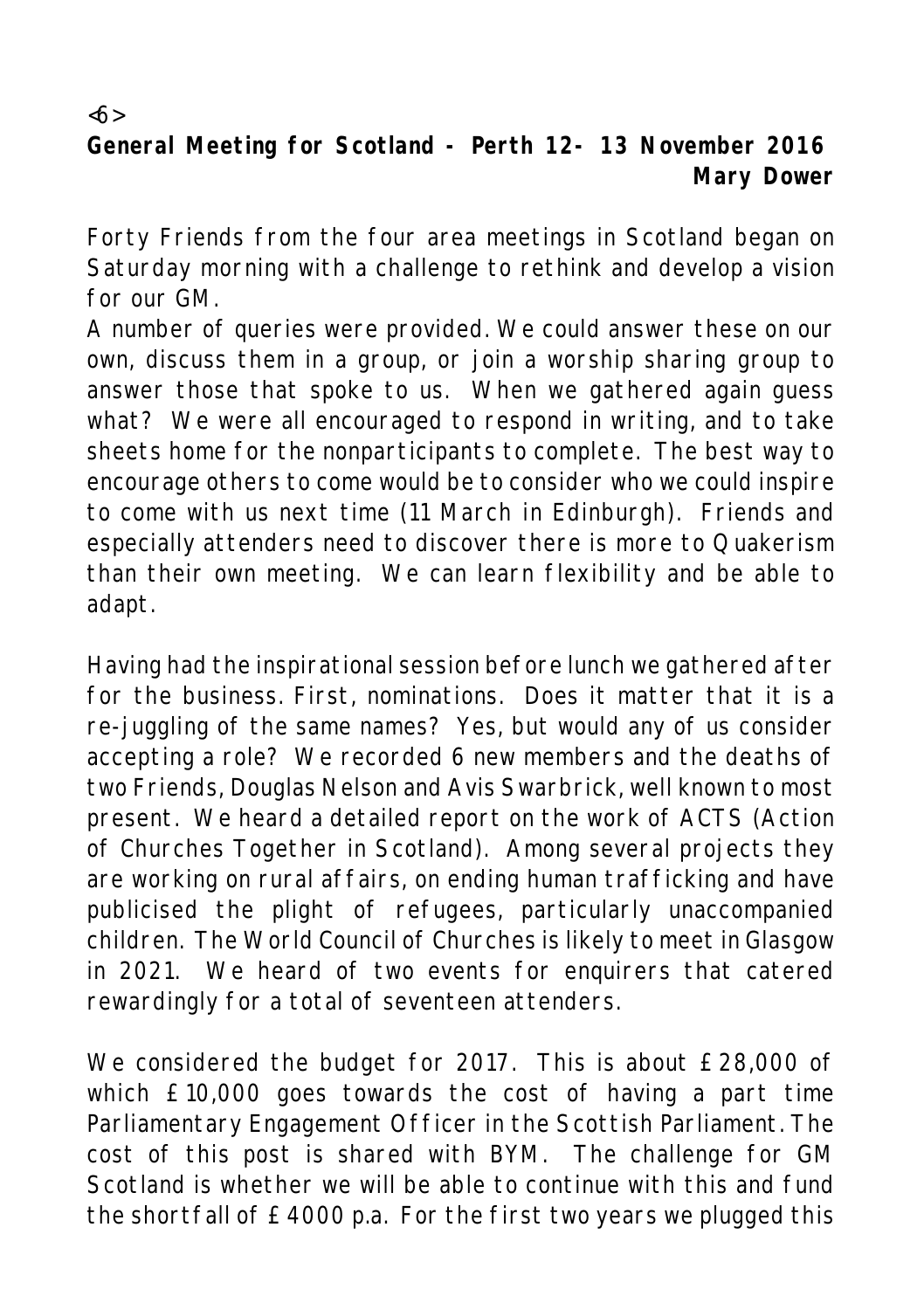## General Meeting for Scotland - Perth 12- 13 November 2016

**Mary Dower**

Forty Friends from the four area meetings in Scotland began on Saturday morning with a challenge to rethink and develop a vision for our GM.

A number of queries were provided. We could answer these on our own, discuss them in a group, or join a worship sharing group to answer those that spoke to us. When we gathered again guess what? We were all encouraged to respond in writing, and to take sheets home for the nonparticipants to complete. The best way to encourage others to come would be to consider who we could inspire to come with us next time (11 March in Edinburgh). Friends and especially attenders need to discover there is more to Quakerism than their own meeting. We can learn flexibility and be able to adapt.

Having had the inspirational session before lunch we gathered after for the business. First, nominations. Does it matter that it is a re-juggling of the same names? Yes, but would any of us consider accepting a role? We recorded 6 new members and the deaths of two Friends, Douglas Nelson and Avis Swarbrick, well known to most present. We heard a detailed report on the work of ACTS (Action of Churches Together in Scotland). Among several projects they are working on rural affairs, on ending human trafficking and have publicised the plight of refugees, particularly unaccompanied children. The World Council of Churches is likely to meet in Glasgow in 2021. We heard of two events for enquirers that catered rewardingly for a total of seventeen attenders.

We considered the budget for 2017. This is about £28,000 of which £10,000 goes towards the cost of having a part time Parliamentary Engagement Officer in the Scottish Parliament. The cost of this post is shared with BYM. The challenge for GM Scotland is whether we will be able to continue with this and fund the shortfall of £4000 p.a. For the first two years we plugged this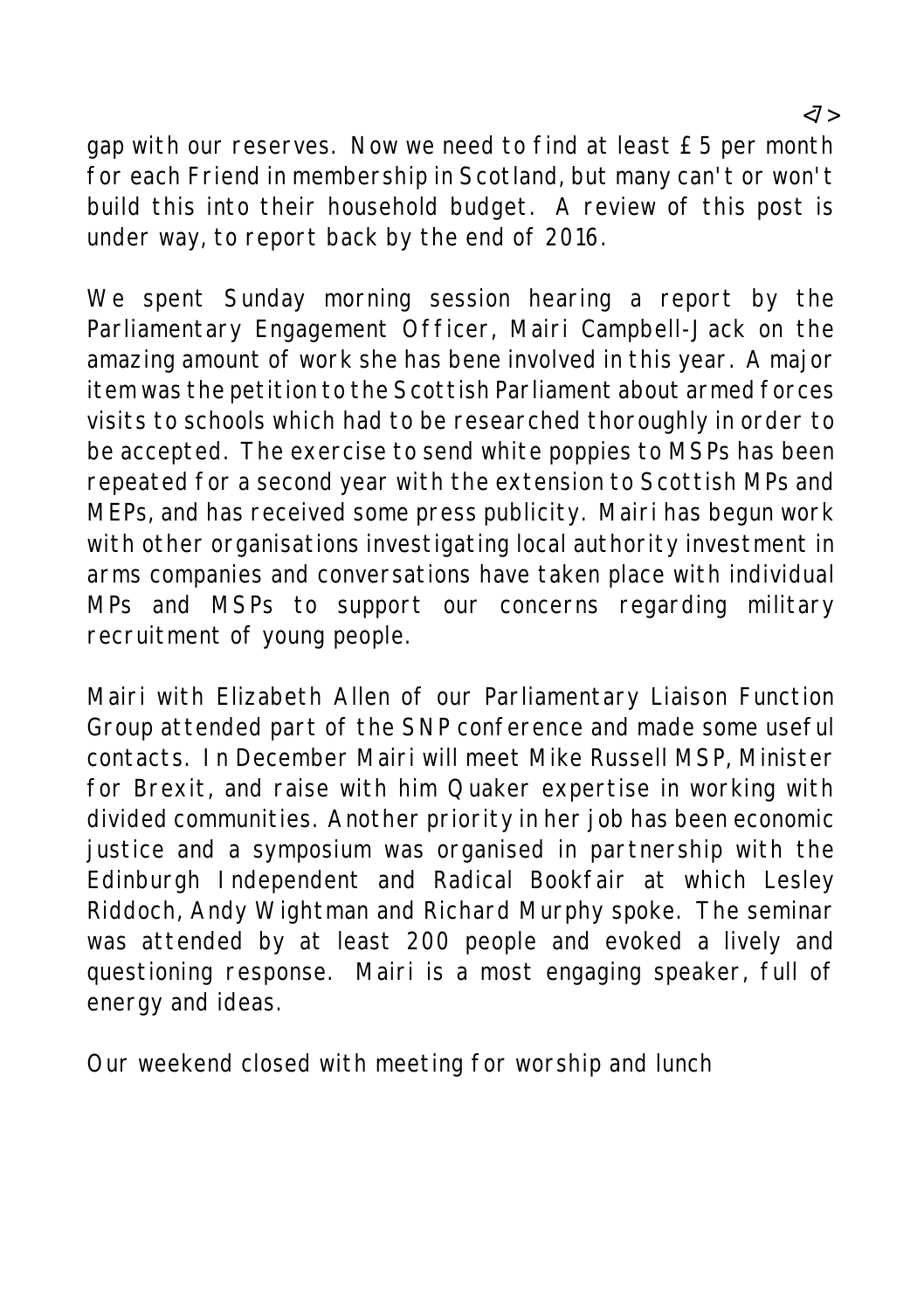gap with our reserves. Now we need to find at least £5 per month for each Friend in membership in Scotland, but many can't or won't build this into their household budget. A review of this post is under way, to report back by the end of 2016.

We spent Sunday morning session hearing a report by the Parliamentary Engagement Officer, Mairi Campbell-Jack on the amazing amount of work she has bene involved in this year. A major item was the petition to the Scottish Parliament about armed forces visits to schools which had to be researched thoroughly in order to be accepted. The exercise to send white poppies to MSPs has been repeated for a second year with the extension to Scottish MPs and MEPs, and has received some press publicity. Mairi has begun work with other organisations investigating local authority investment in arms companies and conversations have taken place with individual MPs and MSPs to support our concerns regarding military recruitment of young people.

Mairi with Elizabeth Allen of our Parliamentary Liaison Function Group attended part of the SNP conference and made some useful contacts. In December Mairi will meet Mike Russell MSP, Minister for Brexit, and raise with him Quaker expertise in working with divided communities. Another priority in her job has been economic justice and a symposium was organised in partnership with the Edinburgh Independent and Radical Bookfair at which Lesley Riddoch, Andy Wightman and Richard Murphy spoke. The seminar was attended by at least 200 people and evoked a lively and questioning response. Mairi is a most engaging speaker, full of energy and ideas.

Our weekend closed with meeting for worship and lunch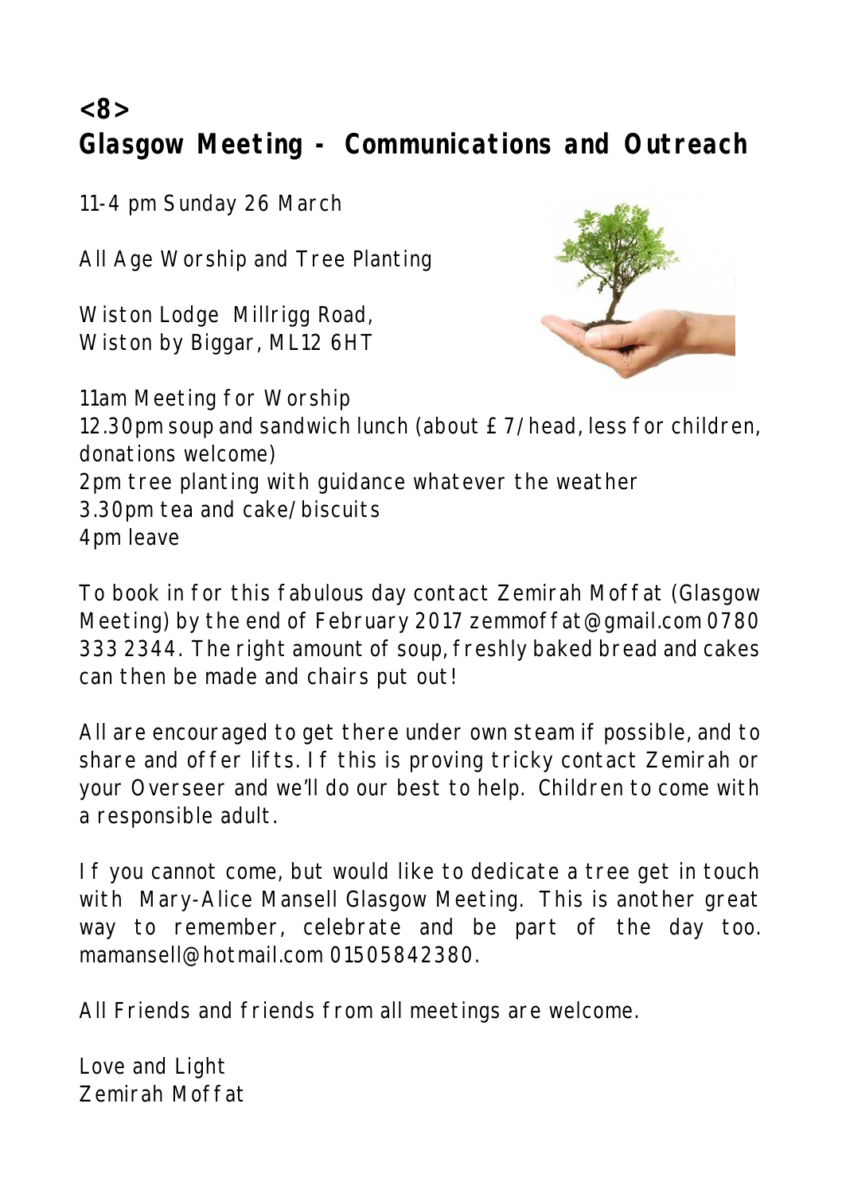## <8>
## Glasgow Meeting - Communications and Outreach

11-4 pm Sunday 26 March

All Age Worship and Tree Planting

Wiston Lodge Millrigg Road,
Wiston by Biggar, ML12 6HT

11am Meeting for Worship
12.30pm soup and sandwich lunch (about £7/head, less for children, donations welcome)
2pm tree planting with guidance whatever the weather
3.30pm tea and cake/biscuits
4pm leave

To book in for this fabulous day contact Zemirah Moffat (Glasgow Meeting) by the end of February 2017 zemmoffat@gmail.com 0780 333 2344. The right amount of soup, freshly baked bread and cakes can then be made and chairs put out!

All are encouraged to get there under own steam if possible, and to share and offer lifts. If this is proving tricky contact Zemirah or your Overseer and we'll do our best to help. Children to come with a responsible adult.

If you cannot come, but would like to dedicate a tree get in touch with Mary-Alice Mansell Glasgow Meeting. This is another great way to remember, celebrate and be part of the day too. mamansell@hotmail.com 01505842380.

All Friends and friends from all meetings are welcome.

Love and Light
Zemirah Moffat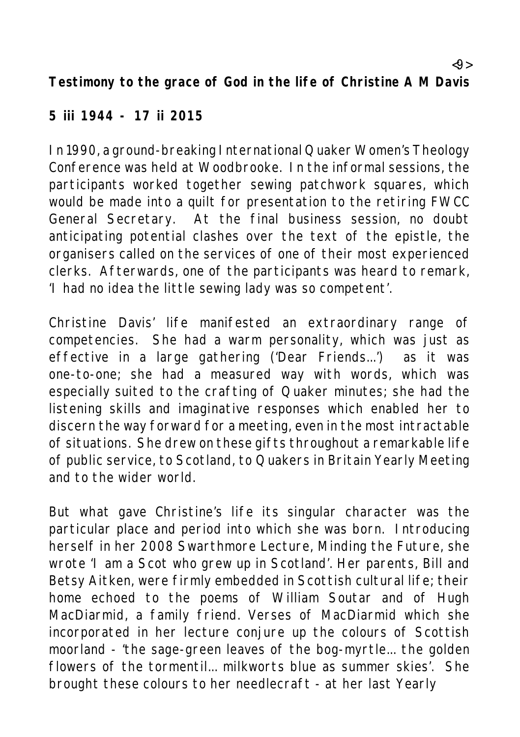**Testimony to the grace of God in the life of Christine A M Davis**

**5 iii 1944 - 17 ii 2015**

In 1990, a ground-breaking International Quaker Women's Theology Conference was held at Woodbrooke. In the informal sessions, the participants worked together sewing patchwork squares, which would be made into a quilt for presentation to the retiring FWCC General Secretary. At the final business session, no doubt anticipating potential clashes over the text of the epistle, the organisers called on the services of one of their most experienced clerks. Afterwards, one of the participants was heard to remark, 'I had no idea the little sewing lady was so competent'.

Christine Davis' life manifested an extraordinary range of competencies. She had a warm personality, which was just as effective in a large gathering ('Dear Friends…') as it was one-to-one; she had a measured way with words, which was especially suited to the crafting of Quaker minutes; she had the listening skills and imaginative responses which enabled her to discern the way forward for a meeting, even in the most intractable of situations. She drew on these gifts throughout a remarkable life of public service, to Scotland, to Quakers in Britain Yearly Meeting and to the wider world.

But what gave Christine's life its singular character was the particular place and period into which she was born. Introducing herself in her 2008 Swarthmore Lecture, Minding the Future, she wrote 'I am a Scot who grew up in Scotland'. Her parents, Bill and Betsy Aitken, were firmly embedded in Scottish cultural life; their home echoed to the poems of William Soutar and of Hugh MacDiarmid, a family friend. Verses of MacDiarmid which she incorporated in her lecture conjure up the colours of Scottish moorland - 'the sage-green leaves of the bog-myrtle… the golden flowers of the tormentil… milkworts blue as summer skies'. She brought these colours to her needlecraft - at her last Yearly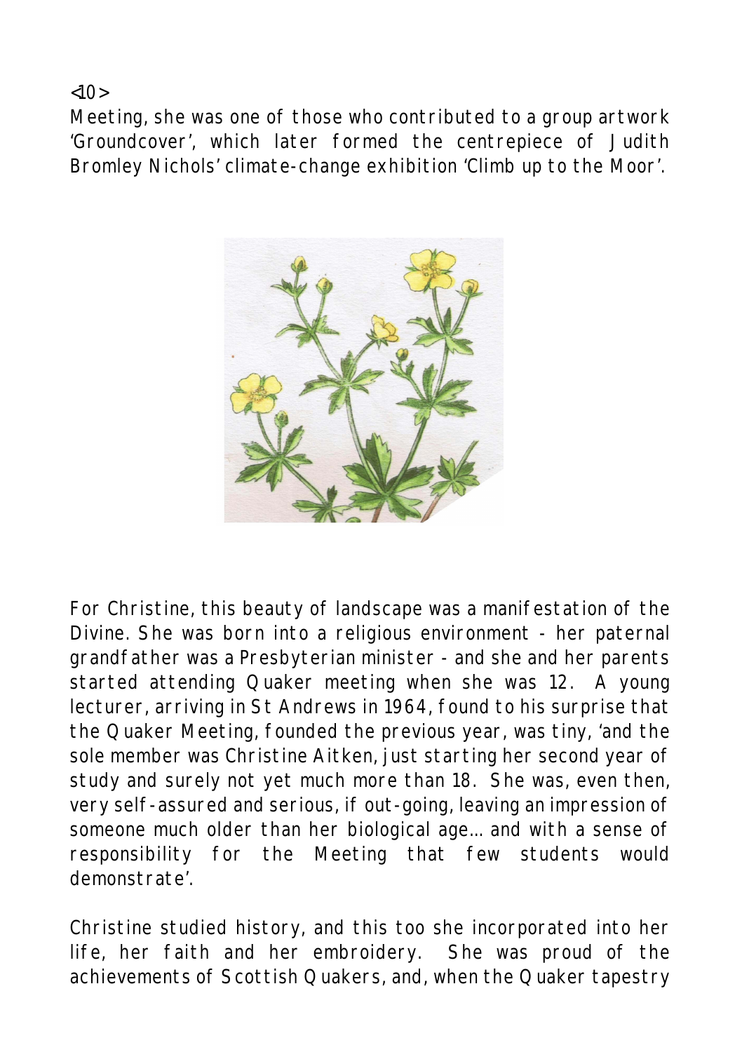Meeting, she was one of those who contributed to a group artwork 'Groundcover', which later formed the centrepiece of Judith Bromley Nichols' climate-change exhibition 'Climb up to the Moor'.

For Christine, this beauty of landscape was a manifestation of the Divine. She was born into a religious environment - her paternal grandfather was a Presbyterian minister - and she and her parents started attending Quaker meeting when she was 12. A young lecturer, arriving in St Andrews in 1964, found to his surprise that the Quaker Meeting, founded the previous year, was tiny, 'and the sole member was Christine Aitken, just starting her second year of study and surely not yet much more than 18. She was, even then, very self-assured and serious, if out-going, leaving an impression of someone much older than her biological age… and with a sense of responsibility for the Meeting that few students would demonstrate'.

Christine studied history, and this too she incorporated into her life, her faith and her embroidery. She was proud of the achievements of Scottish Quakers, and, when the Quaker tapestry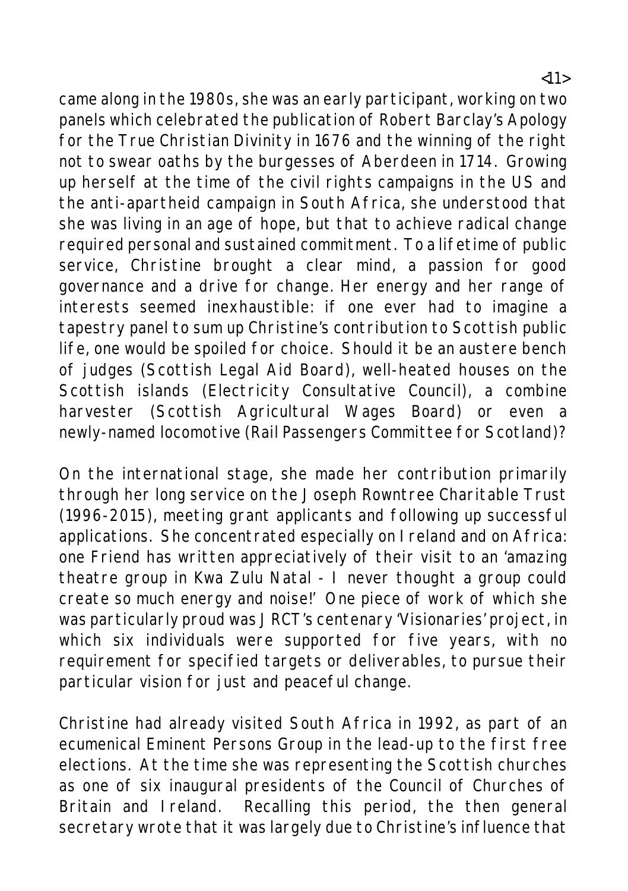came along in the 1980s, she was an early participant, working on two panels which celebrated the publication of Robert Barclay's Apology for the True Christian Divinity in 1676 and the winning of the right not to swear oaths by the burgesses of Aberdeen in 1714. Growing up herself at the time of the civil rights campaigns in the US and the anti-apartheid campaign in South Africa, she understood that she was living in an age of hope, but that to achieve radical change required personal and sustained commitment. To a lifetime of public service, Christine brought a clear mind, a passion for good governance and a drive for change. Her energy and her range of interests seemed inexhaustible: if one ever had to imagine a tapestry panel to sum up Christine's contribution to Scottish public life, one would be spoiled for choice. Should it be an austere bench of judges (Scottish Legal Aid Board), well-heated houses on the Scottish islands (Electricity Consultative Council), a combine harvester (Scottish Agricultural Wages Board) or even a newly-named locomotive (Rail Passengers Committee for Scotland)?

On the international stage, she made her contribution primarily through her long service on the Joseph Rowntree Charitable Trust (1996-2015), meeting grant applicants and following up successful applications. She concentrated especially on Ireland and on Africa: one Friend has written appreciatively of their visit to an 'amazing theatre group in Kwa Zulu Natal - I never thought a group could create so much energy and noise!' One piece of work of which she was particularly proud was JRCT's centenary 'Visionaries' project, in which six individuals were supported for five years, with no requirement for specified targets or deliverables, to pursue their particular vision for just and peaceful change.

Christine had already visited South Africa in 1992, as part of an ecumenical Eminent Persons Group in the lead-up to the first free elections. At the time she was representing the Scottish churches as one of six inaugural presidents of the Council of Churches of Britain and Ireland. Recalling this period, the then general secretary wrote that it was largely due to Christine's influence that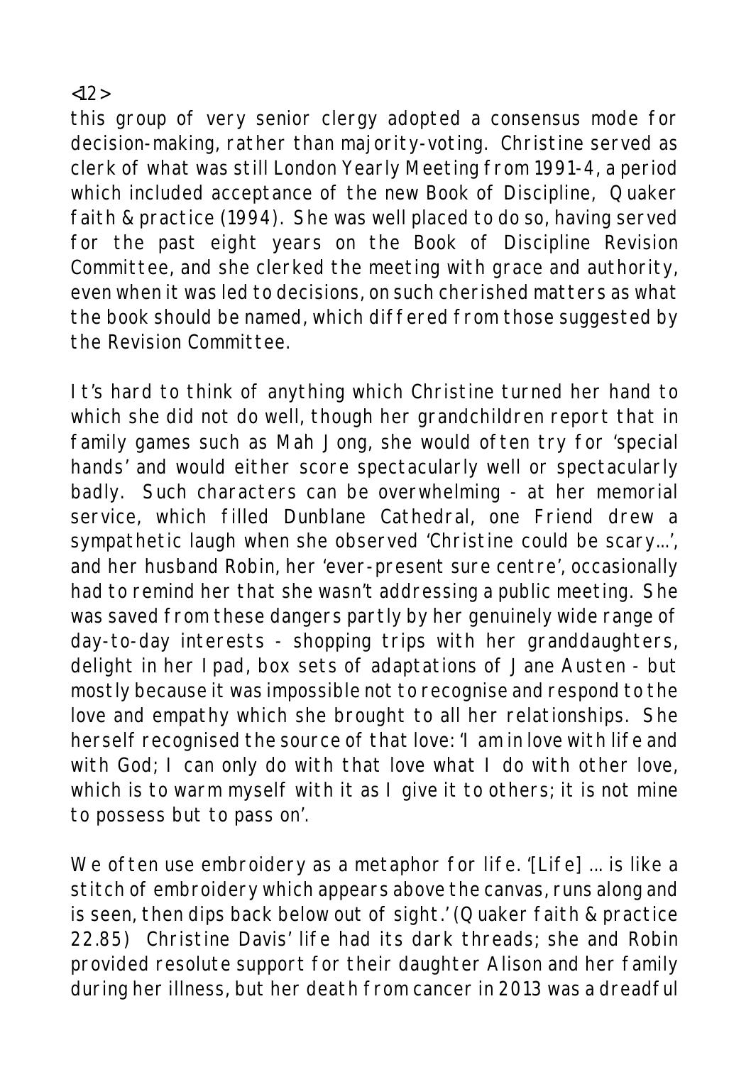this group of very senior clergy adopted a consensus mode for decision-making, rather than majority-voting. Christine served as clerk of what was still London Yearly Meeting from 1991-4, a period which included acceptance of the new Book of Discipline, *Quaker faith & practice* (1994). She was well placed to do so, having served for the past eight years on the Book of Discipline Revision Committee, and she clerked the meeting with grace and authority, even when it was led to decisions, on such cherished matters as what the book should be named, which differed from those suggested by the Revision Committee.

It's hard to think of anything which Christine turned her hand to which she did not do well, though her grandchildren report that in family games such as Mah Jong, she would often try for 'special hands' and would either score spectacularly well or spectacularly badly. Such characters can be overwhelming - at her memorial service, which filled Dunblane Cathedral, one Friend drew a sympathetic laugh when she observed 'Christine could be scary...', and her husband Robin, her 'ever-present sure centre', occasionally had to remind her that she wasn't addressing a public meeting. She was saved from these dangers partly by her genuinely wide range of day-to-day interests - shopping trips with her granddaughters, delight in her Ipad, box sets of adaptations of Jane Austen - but mostly because it was impossible not to recognise and respond to the love and empathy which she brought to all her relationships. She herself recognised the source of that love: 'I am in love with life and with God; I can only do with that love what I do with other love, which is to warm myself with it as I give it to others; it is not mine to possess but to pass on'.

We often use embroidery as a metaphor for life. '[Life] ... is like a stitch of embroidery which appears above the canvas, runs along and is seen, then dips back below out of sight.' (*Quaker faith & practice* 22.85) Christine Davis' life had its dark threads; she and Robin provided resolute support for their daughter Alison and her family during her illness, but her death from cancer in 2013 was a dreadful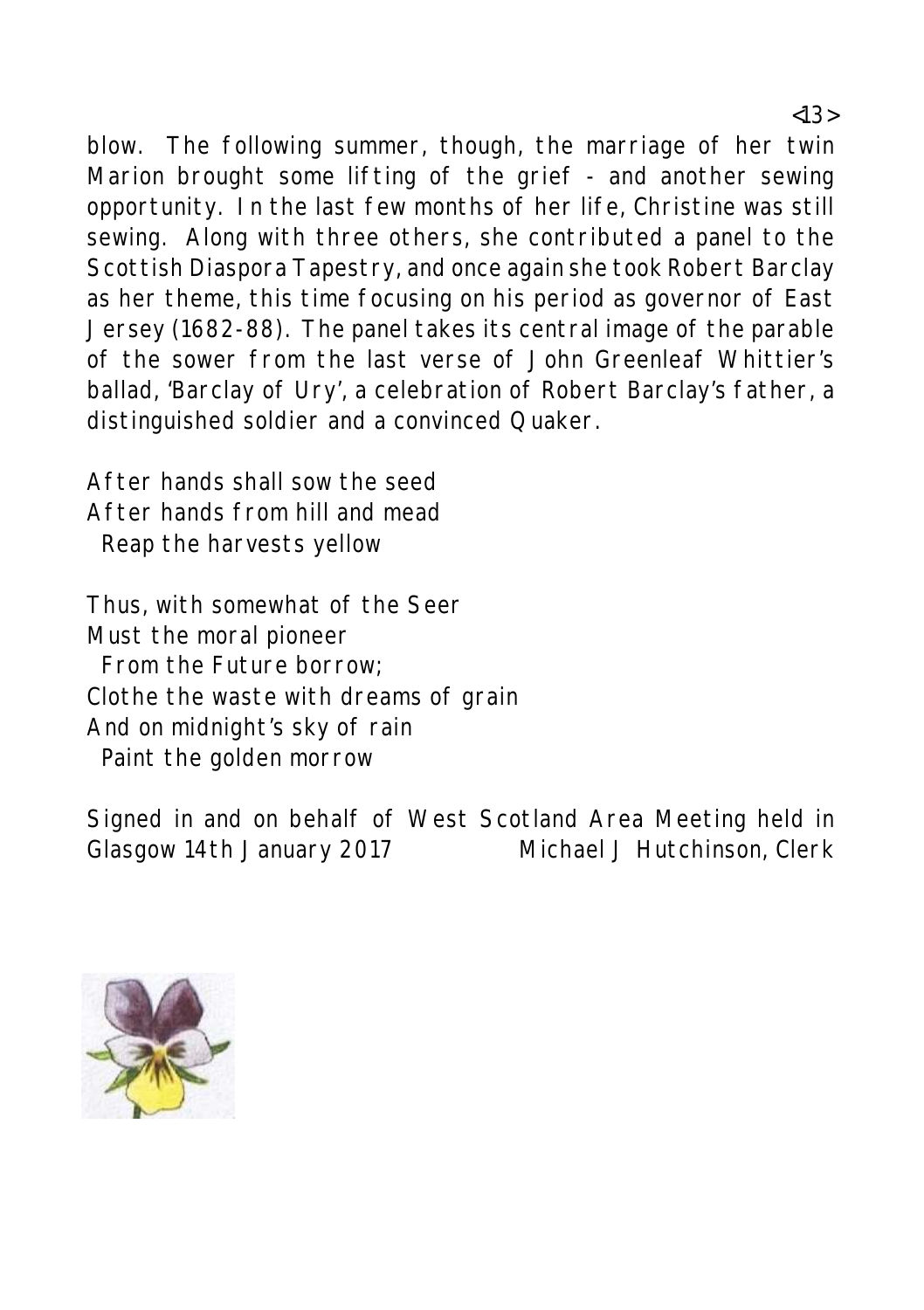blow. The following summer, though, the marriage of her twin Marion brought some lifting of the grief - and another sewing opportunity. In the last few months of her life, Christine was still sewing. Along with three others, she contributed a panel to the Scottish Diaspora Tapestry, and once again she took Robert Barclay as her theme, this time focusing on his period as governor of East Jersey (1682-88). The panel takes its central image of the parable of the sower from the last verse of John Greenleaf Whittier's ballad, 'Barclay of Ury', a celebration of Robert Barclay's father, a distinguished soldier and a convinced Quaker.

After hands shall sow the seed  
After hands from hill and mead  
  Reap the harvests yellow

Thus, with somewhat of the Seer  
Must the moral pioneer  
  From the Future borrow;  
Clothe the waste with dreams of grain  
And on midnight's sky of rain  
  Paint the golden morrow

Signed in and on behalf of West Scotland Area Meeting held in Glasgow 14th January 2017 Michael J Hutchinson, Clerk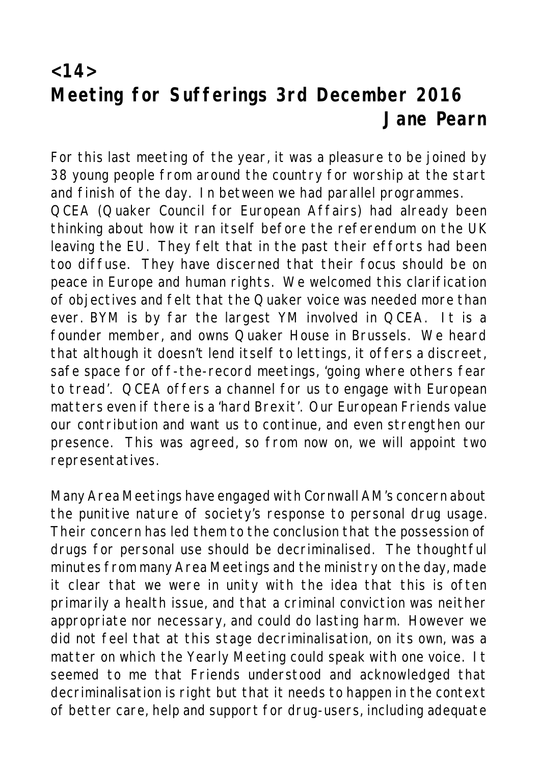## <14>
## Meeting for Sufferings 3rd December 2016

**Jane Pearn**

For this last meeting of the year, it was a pleasure to be joined by 38 young people from around the country for worship at the start and finish of the day. In between we had parallel programmes.

QCEA (Quaker Council for European Affairs) had already been thinking about how it ran itself before the referendum on the UK leaving the EU. They felt that in the past their efforts had been too diffuse. They have discerned that their focus should be on peace in Europe and human rights. We welcomed this clarification of objectives and felt that the Quaker voice was needed more than ever. BYM is by far the largest YM involved in QCEA. It is a founder member, and owns Quaker House in Brussels. We heard that although it doesn't lend itself to lettings, it offers a discreet, safe space for off-the-record meetings, 'going where others fear to tread'. QCEA offers a channel for us to engage with European matters even if there is a 'hard Brexit'. Our European Friends value our contribution and want us to continue, and even strengthen our presence. This was agreed, so from now on, we will appoint two representatives.

Many Area Meetings have engaged with Cornwall AM's concern about the punitive nature of society's response to personal drug usage. Their concern has led them to the conclusion that the possession of drugs for personal use should be decriminalised. The thoughtful minutes from many Area Meetings and the ministry on the day, made it clear that we were in unity with the idea that this is often primarily a health issue, and that a criminal conviction was neither appropriate nor necessary, and could do lasting harm. However we did not feel that at this stage decriminalisation, on its own, was a matter on which the Yearly Meeting could speak with one voice. It seemed to me that Friends understood and acknowledged that decriminalisation is right but that it needs to happen in the context of better care, help and support for drug-users, including adequate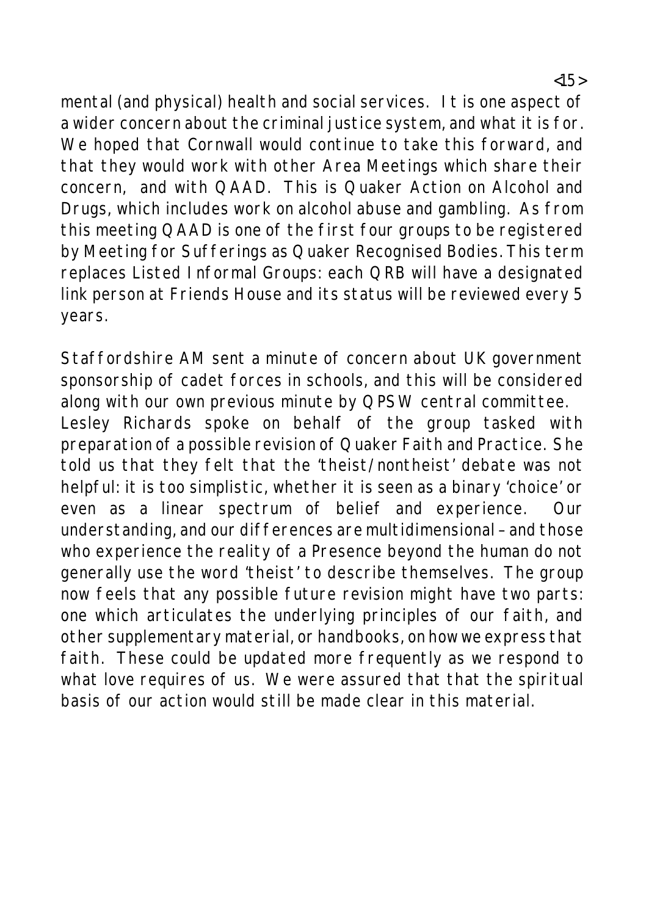mental (and physical) health and social services. It is one aspect of a wider concern about the criminal justice system, and what it is for. We hoped that Cornwall would continue to take this forward, and that they would work with other Area Meetings which share their concern, and with QAAD. This is Quaker Action on Alcohol and Drugs, which includes work on alcohol abuse and gambling. As from this meeting QAAD is one of the first four groups to be registered by Meeting for Sufferings as Quaker Recognised Bodies. This term replaces Listed Informal Groups: each QRB will have a designated link person at Friends House and its status will be reviewed every 5 years.

Staffordshire AM sent a minute of concern about UK government sponsorship of cadet forces in schools, and this will be considered along with our own previous minute by QPSW central committee. Lesley Richards spoke on behalf of the group tasked with preparation of a possible revision of Quaker Faith and Practice. She told us that they felt that the 'theist/nontheist' debate was not helpful: it is too simplistic, whether it is seen as a binary 'choice' or even as a linear spectrum of belief and experience. Our understanding, and our differences are multidimensional – and those who experience the reality of a Presence beyond the human do not generally use the word 'theist' to describe themselves. The group now feels that any possible future revision might have two parts: one which articulates the underlying principles of our faith, and other supplementary material, or handbooks, on how we express that faith. These could be updated more frequently as we respond to what love requires of us. We were assured that that the spiritual basis of our action would still be made clear in this material.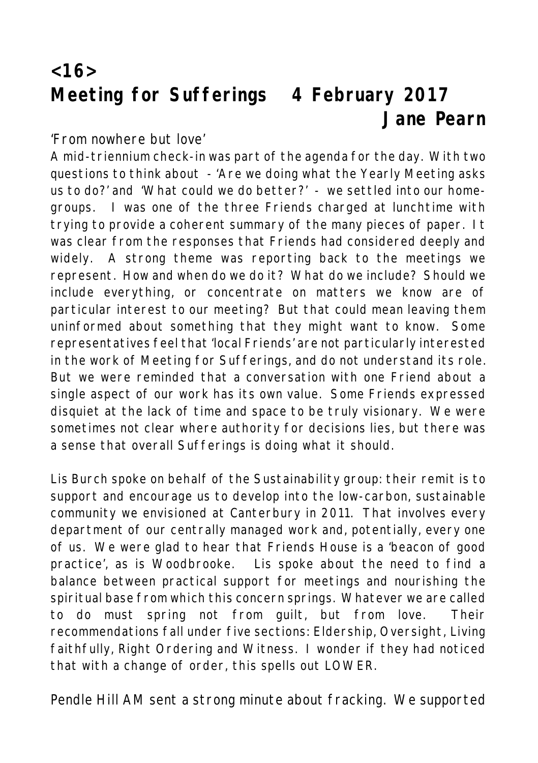## <16>

## Meeting for Sufferings 4 February 2017

### Jane Pearn

'From nowhere but love'

A mid-triennium check-in was part of the agenda for the day. With two questions to think about - 'Are we doing what the Yearly Meeting asks us to do?' and 'What could we do better?' - we settled into our home-groups. I was one of the three Friends charged at lunchtime with trying to provide a coherent summary of the many pieces of paper. It was clear from the responses that Friends had considered deeply and widely. A strong theme was reporting back to the meetings we represent. How and when do we do it? What do we include? Should we include everything, or concentrate on matters we know are of particular interest to our meeting? But that could mean leaving them uninformed about something that they might want to know. Some representatives feel that 'local Friends' are not particularly interested in the work of Meeting for Sufferings, and do not understand its role. But we were reminded that a conversation with one Friend about a single aspect of our work has its own value. Some Friends expressed disquiet at the lack of time and space to be truly visionary. We were sometimes not clear where authority for decisions lies, but there was a sense that overall Sufferings is doing what it should.

Lis Burch spoke on behalf of the Sustainability group: their remit is to support and encourage us to develop into the low-carbon, sustainable community we envisioned at Canterbury in 2011. That involves every department of our centrally managed work and, potentially, every one of us. We were glad to hear that Friends House is a 'beacon of good practice', as is Woodbrooke. Lis spoke about the need to find a balance between practical support for meetings and nourishing the spiritual base from which this concern springs. Whatever we are called to do must spring not from guilt, but from love. Their recommendations fall under five sections: Eldership, Oversight, Living faithfully, Right Ordering and Witness. I wonder if they had noticed that with a change of order, this spells out LOWER.

Pendle Hill AM sent a strong minute about fracking. We supported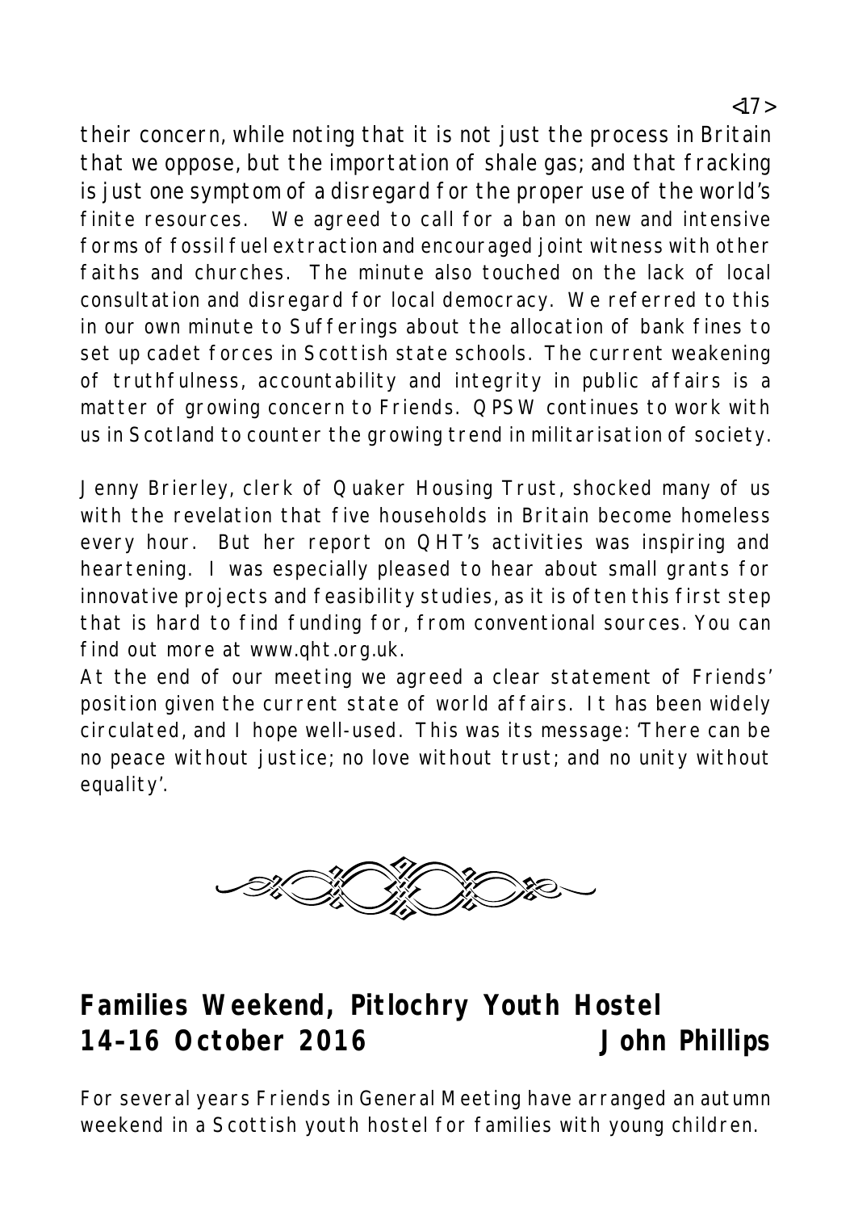their concern, while noting that it is not just the process in Britain that we oppose, but the importation of shale gas; and that fracking is just one symptom of a disregard for the proper use of the world's finite resources. We agreed to call for a ban on new and intensive forms of fossil fuel extraction and encouraged joint witness with other faiths and churches. The minute also touched on the lack of local consultation and disregard for local democracy. We referred to this in our own minute to Sufferings about the allocation of bank fines to set up cadet forces in Scottish state schools. The current weakening of truthfulness, accountability and integrity in public affairs is a matter of growing concern to Friends. QPSW continues to work with us in Scotland to counter the growing trend in militarisation of society.

Jenny Brierley, clerk of Quaker Housing Trust, shocked many of us with the revelation that five households in Britain become homeless every hour. But her report on QHT's activities was inspiring and heartening. I was especially pleased to hear about small grants for innovative projects and feasibility studies, as it is often this first step that is hard to find funding for, from conventional sources. You can find out more at www.qht.org.uk.

At the end of our meeting we agreed a clear statement of Friends' position given the current state of world affairs. It has been widely circulated, and I hope well-used. This was its message: 'There can be no peace without justice; no love without trust; and no unity without equality'.

## Families Weekend, Pitlochry Youth Hostel 14–16 October 2016 — John Phillips

For several years Friends in General Meeting have arranged an autumn weekend in a Scottish youth hostel for families with young children.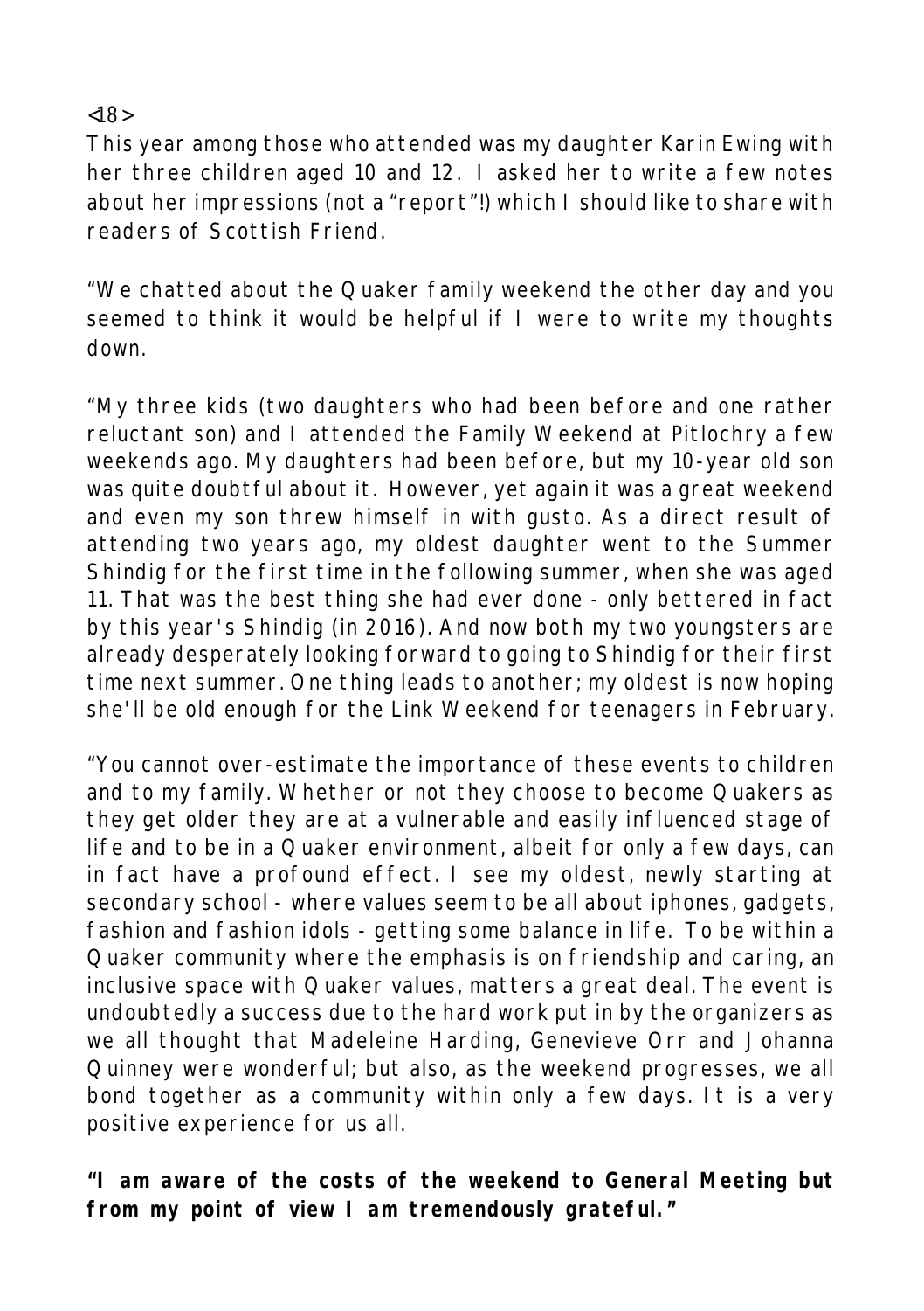<18>

This year among those who attended was my daughter Karin Ewing with her three children aged 10 and 12. I asked her to write a few notes about her impressions (not a "report"!) which I should like to share with readers of Scottish Friend.

"We chatted about the Quaker family weekend the other day and you seemed to think it would be helpful if I were to write my thoughts down.

"My three kids (two daughters who had been before and one rather reluctant son) and I attended the Family Weekend at Pitlochry a few weekends ago. My daughters had been before, but my 10-year old son was quite doubtful about it. However, yet again it was a great weekend and even my son threw himself in with gusto. As a direct result of attending two years ago, my oldest daughter went to the Summer Shindig for the first time in the following summer, when she was aged 11. That was the best thing she had ever done - only bettered in fact by this year's Shindig (in 2016). And now both my two youngsters are already desperately looking forward to going to Shindig for their first time next summer. One thing leads to another; my oldest is now hoping she'll be old enough for the Link Weekend for teenagers in February.

"You cannot over-estimate the importance of these events to children and to my family. Whether or not they choose to become Quakers as they get older they are at a vulnerable and easily influenced stage of life and to be in a Quaker environment, albeit for only a few days, can in fact have a profound effect. I see my oldest, newly starting at secondary school - where values seem to be all about iphones, gadgets, fashion and fashion idols - getting some balance in life. To be within a Quaker community where the emphasis is on friendship and caring, an inclusive space with Quaker values, matters a great deal. The event is undoubtedly a success due to the hard work put in by the organizers as we all thought that Madeleine Harding, Genevieve Orr and Johanna Quinney were wonderful; but also, as the weekend progresses, we all bond together as a community within only a few days. It is a very positive experience for us all.

**"I am aware of the costs of the weekend to General Meeting but from my point of view I am tremendously grateful."**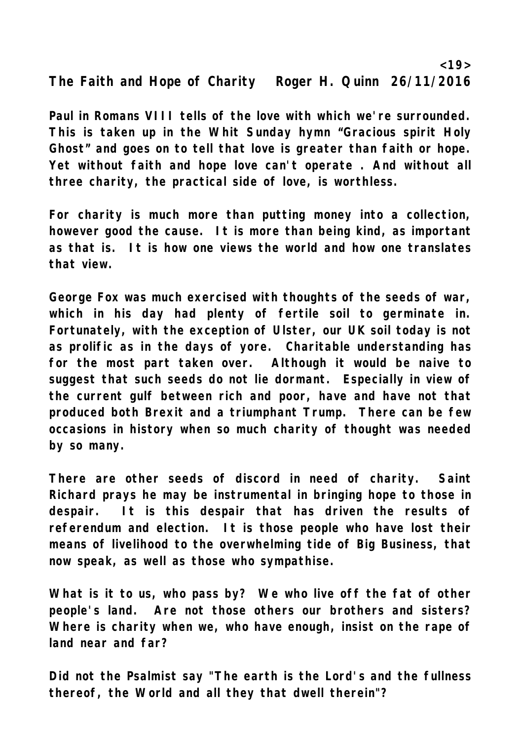**The Faith and Hope of Charity Roger H. Quinn 26/11/2016**

**Paul in Romans VIII tells of the love with which we're surrounded. This is taken up in the Whit Sunday hymn "Gracious spirit Holy Ghost" and goes on to tell that love is greater than faith or hope. Yet without faith and hope love can't operate . And without all three charity, the practical side of love, is worthless.**

**For charity is much more than putting money into a collection, however good the cause. It is more than being kind, as important as that is. It is how one views the world and how one translates that view.**

**George Fox was much exercised with thoughts of the seeds of war, which in his day had plenty of fertile soil to germinate in. Fortunately, with the exception of Ulster, our UK soil today is not as prolific as in the days of yore. Charitable understanding has for the most part taken over. Although it would be naive to suggest that such seeds do not lie dormant. Especially in view of the current gulf between rich and poor, have and have not that produced both Brexit and a triumphant Trump. There can be few occasions in history when so much charity of thought was needed by so many.**

**There are other seeds of discord in need of charity. Saint Richard prays he may be instrumental in bringing hope to those in despair. It is this despair that has driven the results of referendum and election. It is those people who have lost their means of livelihood to the overwhelming tide of Big Business, that now speak, as well as those who sympathise.**

**What is it to us, who pass by? We who live off the fat of other people's land. Are not those others our brothers and sisters? Where is charity when we, who have enough, insist on the rape of land near and far?**

**Did not the Psalmist say "The earth is the Lord's and the fullness thereof, the World and all they that dwell therein"?**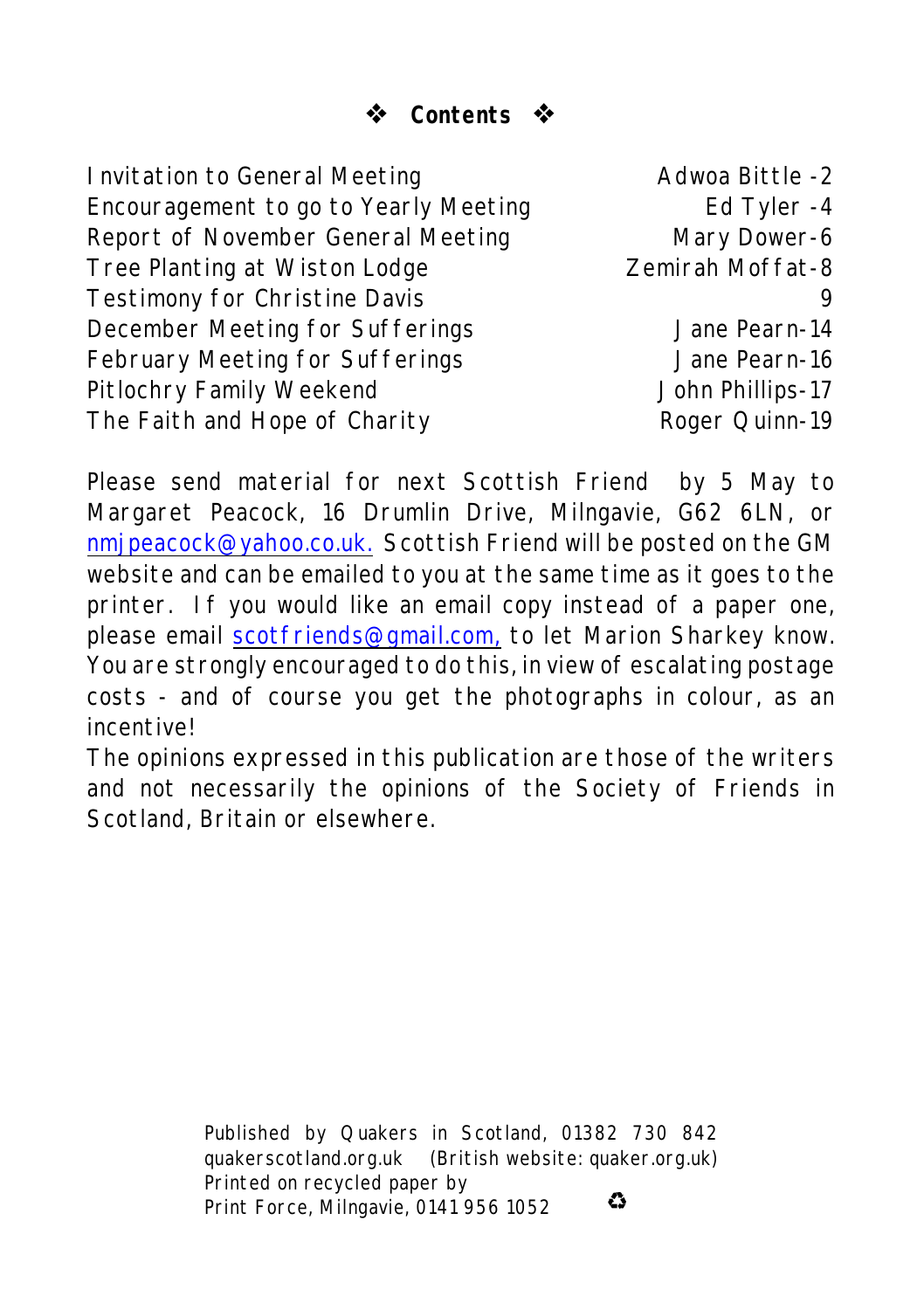## ❖ Contents ❖

| | | |
|---|---|---|
| Invitation to General Meeting | Adwoa Bittle | 2 |
| Encouragement to go to Yearly Meeting | Ed Tyler | 4 |
| Report of November General Meeting | Mary Dower | 6 |
| Tree Planting at Wiston Lodge | Zemirah Moffat | 8 |
| Testimony for Christine Davis | | 9 |
| December Meeting for Sufferings | Jane Pearn | 14 |
| February Meeting for Sufferings | Jane Pearn | 16 |
| Pitlochry Family Weekend | John Phillips | 17 |
| The Faith and Hope of Charity | Roger Quinn | 19 |

Please send material for next Scottish Friend by 5 May to Margaret Peacock, 16 Drumlin Drive, Milngavie, G62 6LN, or nmjpeacock@yahoo.co.uk. Scottish Friend will be posted on the GM website and can be emailed to you at the same time as it goes to the printer. If you would like an email copy instead of a paper one, please email scotfriends@gmail.com, to let Marion Sharkey know. You are strongly encouraged to do this, in view of escalating postage costs - and of course you get the photographs in colour, as an incentive!

The opinions expressed in this publication are those of the writers and not necessarily the opinions of the Society of Friends in Scotland, Britain or elsewhere.

Published by Quakers in Scotland, 01382 730 842
quakerscotland.org.uk (British website: quaker.org.uk)
Printed on recycled paper by
Print Force, Milngavie, 0141 956 1052 ♻